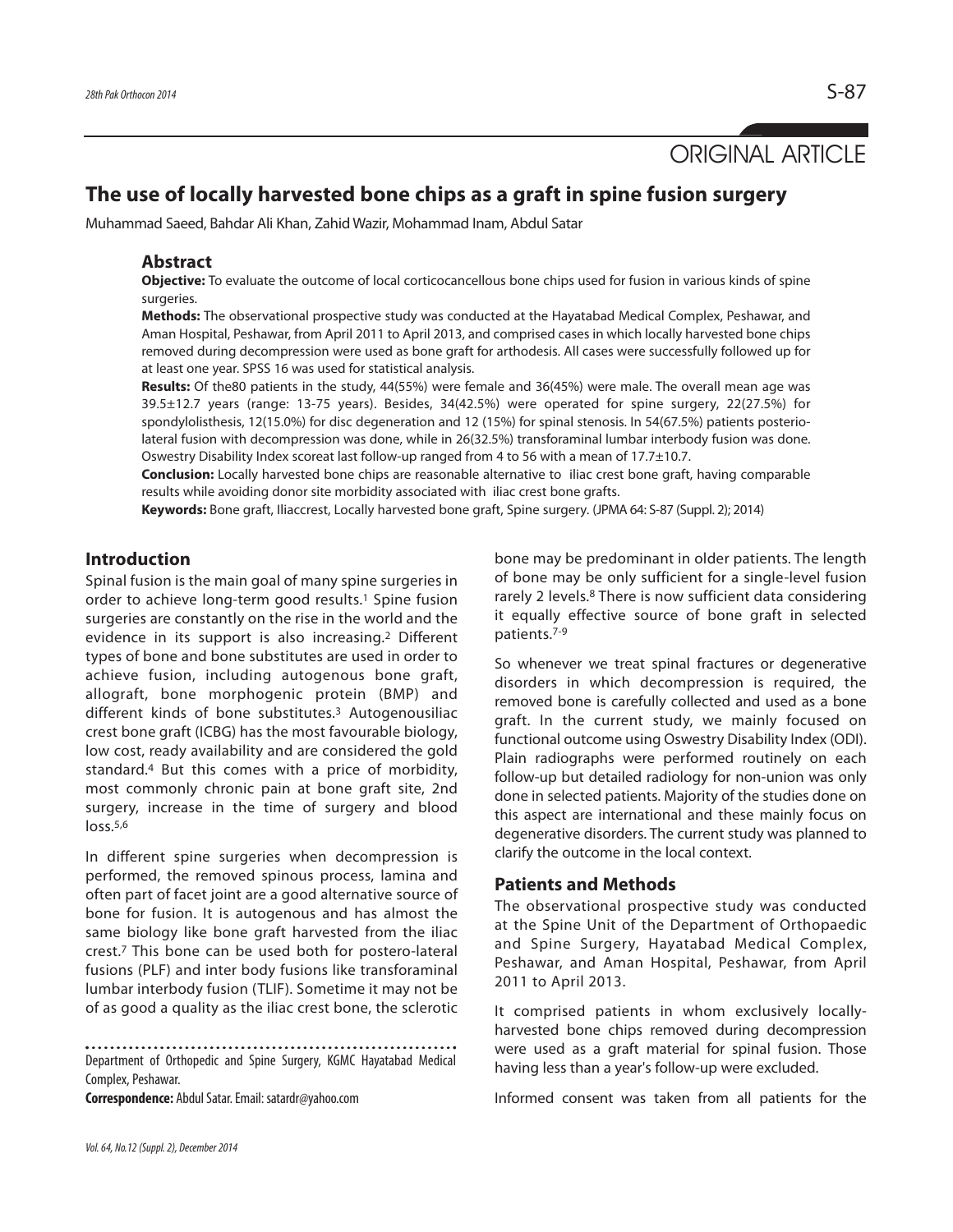ORIGINAL ARTICLE

# The use of locally harvested bone chips as a graft in spine fusion surgery

Muhammad Saeed, Bahdar Ali Khan, Zahid Wazir, Mohammad Inam, Abdul Satar

## Abstract

**Objective:** To evaluate the outcome of local corticocancellous bone chips used for fusion in various kinds of spine surgeries.

**Methods:** The observational prospective study was conducted at the Hayatabad Medical Complex, Peshawar, and Aman Hospital, Peshawar, from April 2011 to April 2013, and comprised cases in which locally harvested bone chips removed during decompression were used as bone graft for arthodesis. All cases were successfully followed up for at least one year. SPSS 16 was used for statistical analysis.

**Results:** Of the80 patients in the study, 44(55%) were female and 36(45%) were male. The overall mean age was 39.5±12.7 years (range: 13-75 years). Besides, 34(42.5%) were operated for spine surgery, 22(27.5%) for spondylolisthesis, 12(15.0%) for disc degeneration and 12 (15%) for spinal stenosis. In 54(67.5%) patients posterio-lateral fusion with decompression was done, while in 26(32.5%) transforaminal lumbar interbody fusion was done. Oswestry Disability Index scoreat last follow-up ranged from 4 to 56 with a mean of 17.7±10.7.

**Conclusion:** Locally harvested bone chips are reasonable alternative to iliac crest bone graft, having comparable results while avoiding donor site morbidity associated with iliac crest bone grafts.

**Keywords:** Bone graft, Iliaccrest, Locally harvested bone graft, Spine surgery. (JPMA 64: S-87 (Suppl. 2); 2014)

## Introduction

Spinal fusion is the main goal of many spine surgeries in order to achieve long-term good results.[1] Spine fusion surgeries are constantly on the rise in the world and the evidence in its support is also increasing.[2] Different types of bone and bone substitutes are used in order to achieve fusion, including autogenous bone graft, allograft, bone morphogenic protein (BMP) and different kinds of bone substitutes.[3] Autogenousiliac crest bone graft (ICBG) has the most favourable biology, low cost, ready availability and are considered the gold standard.[4] But this comes with a price of morbidity, most commonly chronic pain at bone graft site, 2nd surgery, increase in the time of surgery and blood loss.[5,6]

In different spine surgeries when decompression is performed, the removed spinous process, lamina and often part of facet joint are a good alternative source of bone for fusion. It is autogenous and has almost the same biology like bone graft harvested from the iliac crest.[7] This bone can be used both for postero-lateral fusions (PLF) and inter body fusions like transforaminal lumbar interbody fusion (TLIF). Sometime it may not be of as good a quality as the iliac crest bone, the sclerotic bone may be predominant in older patients. The length of bone may be only sufficient for a single-level fusion rarely 2 levels.[8] There is now sufficient data considering it equally effective source of bone graft in selected patients.[7-9]

So whenever we treat spinal fractures or degenerative disorders in which decompression is required, the removed bone is carefully collected and used as a bone graft. In the current study, we mainly focused on functional outcome using Oswestry Disability Index (ODI). Plain radiographs were performed routinely on each follow-up but detailed radiology for non-union was only done in selected patients. Majority of the studies done on this aspect are international and these mainly focus on degenerative disorders. The current study was planned to clarify the outcome in the local context.

## Patients and Methods

The observational prospective study was conducted at the Spine Unit of the Department of Orthopaedic and Spine Surgery, Hayatabad Medical Complex, Peshawar, and Aman Hospital, Peshawar, from April 2011 to April 2013.

It comprised patients in whom exclusively locally-harvested bone chips removed during decompression were used as a graft material for spinal fusion. Those having less than a year's follow-up were excluded.

Informed consent was taken from all patients for the

Department of Orthopedic and Spine Surgery, KGMC Hayatabad Medical Complex, Peshawar.

**Correspondence:** Abdul Satar. Email: satardr@yahoo.com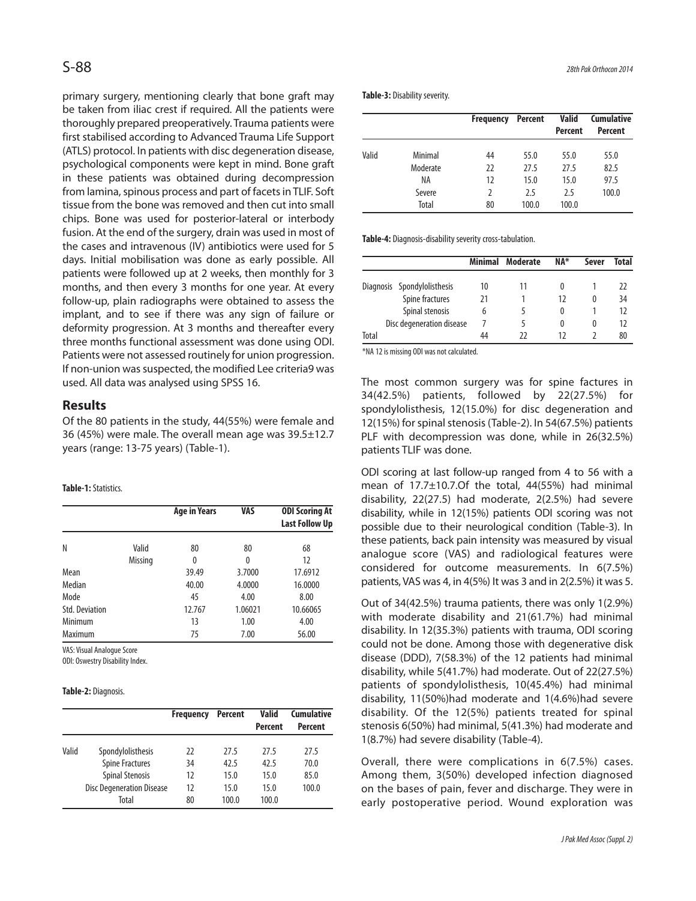primary surgery, mentioning clearly that bone graft may be taken from iliac crest if required. All the patients were thoroughly prepared preoperatively. Trauma patients were first stabilised according to Advanced Trauma Life Support (ATLS) protocol. In patients with disc degeneration disease, psychological components were kept in mind. Bone graft in these patients was obtained during decompression from lamina, spinous process and part of facets in TLIF. Soft tissue from the bone was removed and then cut into small chips. Bone was used for posterior-lateral or interbody fusion. At the end of the surgery, drain was used in most of the cases and intravenous (IV) antibiotics were used for 5 days. Initial mobilisation was done as early possible. All patients were followed up at 2 weeks, then monthly for 3 months, and then every 3 months for one year. At every follow-up, plain radiographs were obtained to assess the implant, and to see if there was any sign of failure or deformity progression. At 3 months and thereafter every three months functional assessment was done using ODI. Patients were not assessed routinely for union progression. If non-union was suspected, the modified Lee criteria9 was used. All data was analysed using SPSS 16.

## Results

Of the 80 patients in the study, 44(55%) were female and 36 (45%) were male. The overall mean age was 39.5±12.7 years (range: 13-75 years) (Table-1).

**Table-1:** Statistics.

| | | Age in Years | VAS | ODI Scoring At Last Follow Up |
|---|---|---|---|---|
| N | Valid | 80 | 80 | 68 |
| | Missing | 0 | 0 | 12 |
| Mean | | 39.49 | 3.7000 | 17.6912 |
| Median | | 40.00 | 4.0000 | 16.0000 |
| Mode | | 45 | 4.00 | 8.00 |
| Std. Deviation | | 12.767 | 1.06021 | 10.66065 |
| Minimum | | 13 | 1.00 | 4.00 |
| Maximum | | 75 | 7.00 | 56.00 |

VAS: Visual Analogue Score
ODI: Oswestry Disability Index.

**Table-2:** Diagnosis.

| | | Frequency | Percent | Valid Percent | Cumulative Percent |
|---|---|---|---|---|---|
| Valid | Spondylolisthesis | 22 | 27.5 | 27.5 | 27.5 |
| | Spine Fractures | 34 | 42.5 | 42.5 | 70.0 |
| | Spinal Stenosis | 12 | 15.0 | 15.0 | 85.0 |
| | Disc Degeneration Disease | 12 | 15.0 | 15.0 | 100.0 |
| | Total | 80 | 100.0 | 100.0 | |

**Table-3:** Disability severity.

| | | Frequency | Percent | Valid Percent | Cumulative Percent |
|---|---|---|---|---|---|
| Valid | Minimal | 44 | 55.0 | 55.0 | 55.0 |
| | Moderate | 22 | 27.5 | 27.5 | 82.5 |
| | NA | 12 | 15.0 | 15.0 | 97.5 |
| | Severe | 2 | 2.5 | 2.5 | 100.0 |
| | Total | 80 | 100.0 | 100.0 | |

**Table-4:** Diagnosis-disability severity cross-tabulation.

| | | Minimal | Moderate | NA* | Sever | Total |
|---|---|---|---|---|---|---|
| Diagnosis | Spondylolisthesis | 10 | 11 | 0 | 1 | 22 |
| | Spine fractures | 21 | 1 | 12 | 0 | 34 |
| | Spinal stenosis | 6 | 5 | 0 | 1 | 12 |
| | Disc degeneration disease | 7 | 5 | 0 | 0 | 12 |
| Total | | 44 | 22 | 12 | 2 | 80 |

*NA 12 is missing ODI was not calculated.

The most common surgery was for spine factures in 34(42.5%) patients, followed by 22(27.5%) for spondylolisthesis, 12(15.0%) for disc degeneration and 12(15%) for spinal stenosis (Table-2). In 54(67.5%) patients PLF with decompression was done, while in 26(32.5%) patients TLIF was done.

ODI scoring at last follow-up ranged from 4 to 56 with a mean of 17.7±10.7.Of the total, 44(55%) had minimal disability, 22(27.5) had moderate, 2(2.5%) had severe disability, while in 12(15%) patients ODI scoring was not possible due to their neurological condition (Table-3). In these patients, back pain intensity was measured by visual analogue score (VAS) and radiological features were considered for outcome measurements. In 6(7.5%) patients, VAS was 4, in 4(5%) It was 3 and in 2(2.5%) it was 5.

Out of 34(42.5%) trauma patients, there was only 1(2.9%) with moderate disability and 21(61.7%) had minimal disability. In 12(35.3%) patients with trauma, ODI scoring could not be done. Among those with degenerative disk disease (DDD), 7(58.3%) of the 12 patients had minimal disability, while 5(41.7%) had moderate. Out of 22(27.5%) patients of spondylolisthesis, 10(45.4%) had minimal disability, 11(50%)had moderate and 1(4.6%)had severe disability. Of the 12(5%) patients treated for spinal stenosis 6(50%) had minimal, 5(41.3%) had moderate and 1(8.7%) had severe disability (Table-4).

Overall, there were complications in 6(7.5%) cases. Among them, 3(50%) developed infection diagnosed on the bases of pain, fever and discharge. They were in early postoperative period. Wound exploration was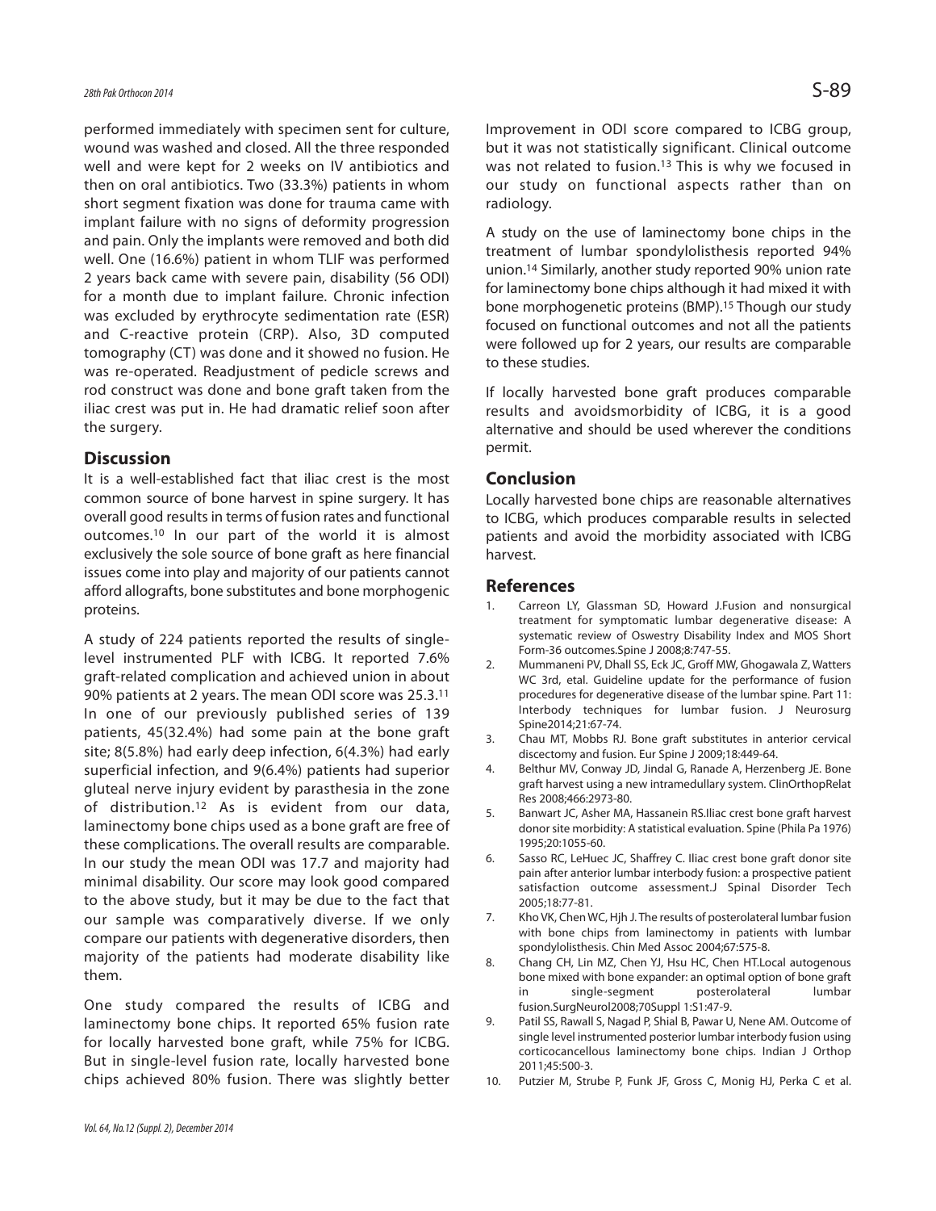performed immediately with specimen sent for culture, wound was washed and closed. All the three responded well and were kept for 2 weeks on IV antibiotics and then on oral antibiotics. Two (33.3%) patients in whom short segment fixation was done for trauma came with implant failure with no signs of deformity progression and pain. Only the implants were removed and both did well. One (16.6%) patient in whom TLIF was performed 2 years back came with severe pain, disability (56 ODI) for a month due to implant failure. Chronic infection was excluded by erythrocyte sedimentation rate (ESR) and C-reactive protein (CRP). Also, 3D computed tomography (CT) was done and it showed no fusion. He was re-operated. Readjustment of pedicle screws and rod construct was done and bone graft taken from the iliac crest was put in. He had dramatic relief soon after the surgery.

## Discussion

It is a well-established fact that iliac crest is the most common source of bone harvest in spine surgery. It has overall good results in terms of fusion rates and functional outcomes.[10] In our part of the world it is almost exclusively the sole source of bone graft as here financial issues come into play and majority of our patients cannot afford allografts, bone substitutes and bone morphogenic proteins.

A study of 224 patients reported the results of single-level instrumented PLF with ICBG. It reported 7.6% graft-related complication and achieved union in about 90% patients at 2 years. The mean ODI score was 25.3.[11] In one of our previously published series of 139 patients, 45(32.4%) had some pain at the bone graft site; 8(5.8%) had early deep infection, 6(4.3%) had early superficial infection, and 9(6.4%) patients had superior gluteal nerve injury evident by parasthesia in the zone of distribution.[12] As is evident from our data, laminectomy bone chips used as a bone graft are free of these complications. The overall results are comparable. In our study the mean ODI was 17.7 and majority had minimal disability. Our score may look good compared to the above study, but it may be due to the fact that our sample was comparatively diverse. If we only compare our patients with degenerative disorders, then majority of the patients had moderate disability like them.

One study compared the results of ICBG and laminectomy bone chips. It reported 65% fusion rate for locally harvested bone graft, while 75% for ICBG. But in single-level fusion rate, locally harvested bone chips achieved 80% fusion. There was slightly better Improvement in ODI score compared to ICBG group, but it was not statistically significant. Clinical outcome was not related to fusion.[13] This is why we focused in our study on functional aspects rather than on radiology.

A study on the use of laminectomy bone chips in the treatment of lumbar spondylolisthesis reported 94% union.[14] Similarly, another study reported 90% union rate for laminectomy bone chips although it had mixed it with bone morphogenetic proteins (BMP).[15] Though our study focused on functional outcomes and not all the patients were followed up for 2 years, our results are comparable to these studies.

If locally harvested bone graft produces comparable results and avoidsmorbidity of ICBG, it is a good alternative and should be used wherever the conditions permit.

## Conclusion

Locally harvested bone chips are reasonable alternatives to ICBG, which produces comparable results in selected patients and avoid the morbidity associated with ICBG harvest.

## References

1. Carreon LY, Glassman SD, Howard J.Fusion and nonsurgical treatment for symptomatic lumbar degenerative disease: A systematic review of Oswestry Disability Index and MOS Short Form-36 outcomes.Spine J 2008;8:747-55.
2. Mummaneni PV, Dhall SS, Eck JC, Groff MW, Ghogawala Z, Watters WC 3rd, etal. Guideline update for the performance of fusion procedures for degenerative disease of the lumbar spine. Part 11: Interbody techniques for lumbar fusion. J Neurosurg Spine2014;21:67-74.
3. Chau MT, Mobbs RJ. Bone graft substitutes in anterior cervical discectomy and fusion. Eur Spine J 2009;18:449-64.
4. Belthur MV, Conway JD, Jindal G, Ranade A, Herzenberg JE. Bone graft harvest using a new intramedullary system. ClinOrthopRelat Res 2008;466:2973-80.
5. Banwart JC, Asher MA, Hassanein RS.Iliac crest bone graft harvest donor site morbidity: A statistical evaluation. Spine (Phila Pa 1976) 1995;20:1055-60.
6. Sasso RC, LeHuec JC, Shaffrey C. Iliac crest bone graft donor site pain after anterior lumbar interbody fusion: a prospective patient satisfaction outcome assessment.J Spinal Disorder Tech 2005;18:77-81.
7. Kho VK, Chen WC, Hjh J. The results of posterolateral lumbar fusion with bone chips from laminectomy in patients with lumbar spondylolisthesis. Chin Med Assoc 2004;67:575-8.
8. Chang CH, Lin MZ, Chen YJ, Hsu HC, Chen HT.Local autogenous bone mixed with bone expander: an optimal option of bone graft in single-segment posterolateral lumbar fusion.SurgNeurol2008;70Suppl 1:S1:47-9.
9. Patil SS, Rawall S, Nagad P, Shial B, Pawar U, Nene AM. Outcome of single level instrumented posterior lumbar interbody fusion using corticocancellous laminectomy bone chips. Indian J Orthop 2011;45:500-3.
10. Putzier M, Strube P, Funk JF, Gross C, Monig HJ, Perka C et al.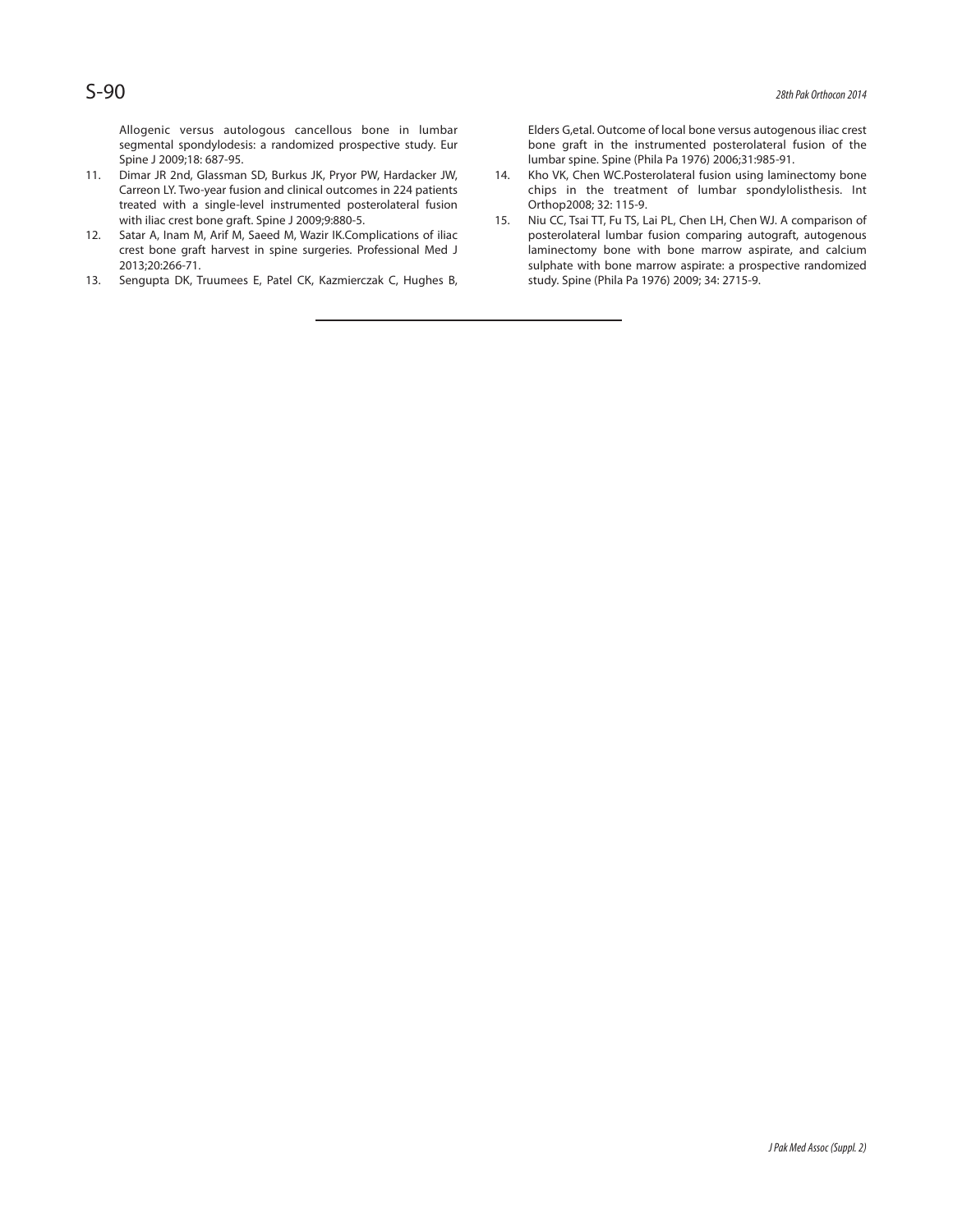Allogenic versus autologous cancellous bone in lumbar segmental spondylodesis: a randomized prospective study. Eur Spine J 2009;18: 687-95.

11. Dimar JR 2nd, Glassman SD, Burkus JK, Pryor PW, Hardacker JW, Carreon LY. Two-year fusion and clinical outcomes in 224 patients treated with a single-level instrumented posterolateral fusion with iliac crest bone graft. Spine J 2009;9:880-5.
12. Satar A, Inam M, Arif M, Saeed M, Wazir IK.Complications of iliac crest bone graft harvest in spine surgeries. Professional Med J 2013;20:266-71.
13. Sengupta DK, Truumees E, Patel CK, Kazmierczak C, Hughes B, Elders G,etal. Outcome of local bone versus autogenous iliac crest bone graft in the instrumented posterolateral fusion of the lumbar spine. Spine (Phila Pa 1976) 2006;31:985-91.
14. Kho VK, Chen WC.Posterolateral fusion using laminectomy bone chips in the treatment of lumbar spondylolisthesis. Int Orthop2008; 32: 115-9.
15. Niu CC, Tsai TT, Fu TS, Lai PL, Chen LH, Chen WJ. A comparison of posterolateral lumbar fusion comparing autograft, autogenous laminectomy bone with bone marrow aspirate, and calcium sulphate with bone marrow aspirate: a prospective randomized study. Spine (Phila Pa 1976) 2009; 34: 2715-9.